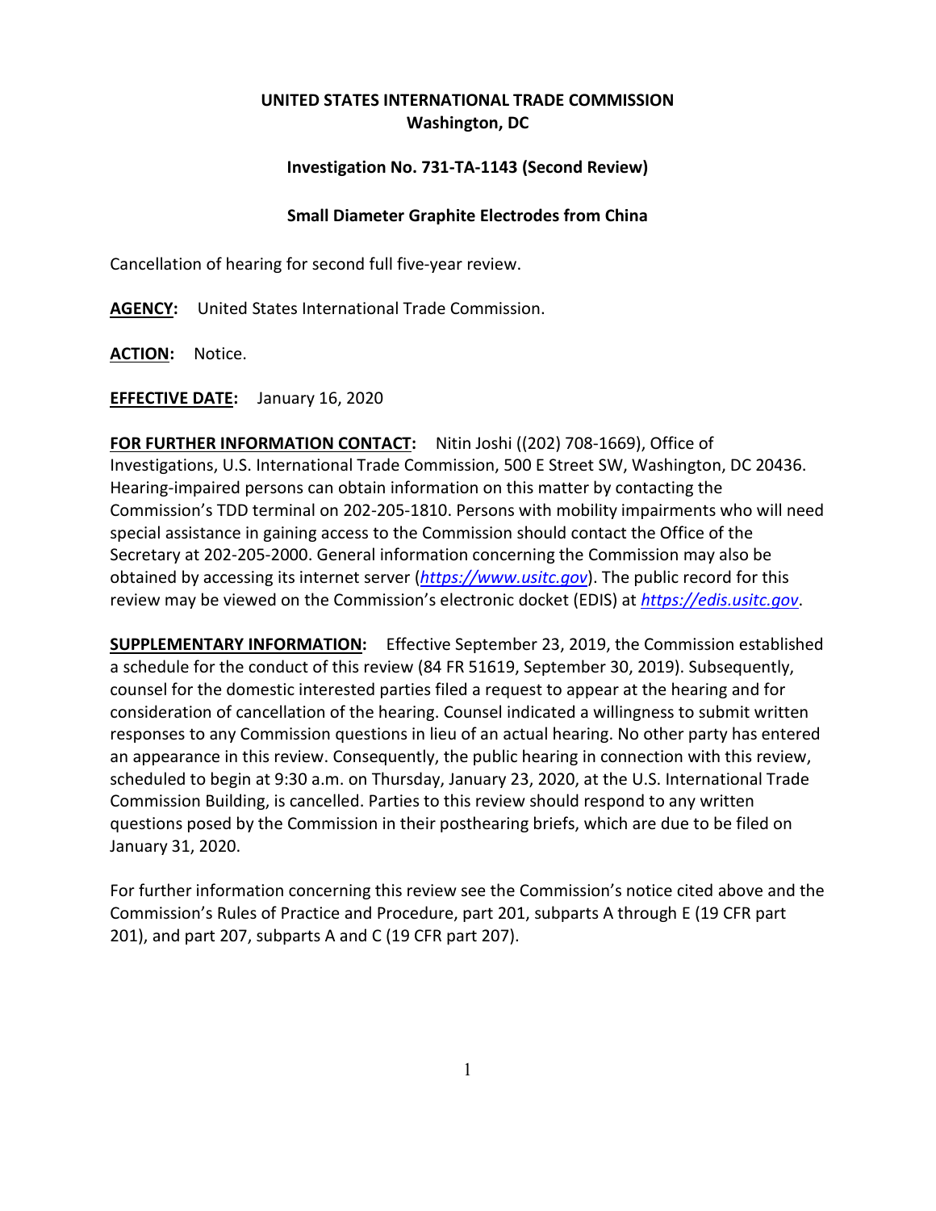**UNITED STATES INTERNATIONAL TRADE COMMISSION**
**Washington, DC**

**Investigation No. 731-TA-1143 (Second Review)**

**Small Diameter Graphite Electrodes from China**

Cancellation of hearing for second full five-year review.

**AGENCY:** United States International Trade Commission.

**ACTION:** Notice.

**EFFECTIVE DATE:** January 16, 2020

**FOR FURTHER INFORMATION CONTACT:** Nitin Joshi ((202) 708-1669), Office of Investigations, U.S. International Trade Commission, 500 E Street SW, Washington, DC 20436. Hearing-impaired persons can obtain information on this matter by contacting the Commission's TDD terminal on 202-205-1810. Persons with mobility impairments who will need special assistance in gaining access to the Commission should contact the Office of the Secretary at 202-205-2000. General information concerning the Commission may also be obtained by accessing its internet server (*https://www.usitc.gov*). The public record for this review may be viewed on the Commission's electronic docket (EDIS) at *https://edis.usitc.gov*.

**SUPPLEMENTARY INFORMATION:** Effective September 23, 2019, the Commission established a schedule for the conduct of this review (84 FR 51619, September 30, 2019). Subsequently, counsel for the domestic interested parties filed a request to appear at the hearing and for consideration of cancellation of the hearing. Counsel indicated a willingness to submit written responses to any Commission questions in lieu of an actual hearing. No other party has entered an appearance in this review. Consequently, the public hearing in connection with this review, scheduled to begin at 9:30 a.m. on Thursday, January 23, 2020, at the U.S. International Trade Commission Building, is cancelled. Parties to this review should respond to any written questions posed by the Commission in their posthearing briefs, which are due to be filed on January 31, 2020.

For further information concerning this review see the Commission's notice cited above and the Commission's Rules of Practice and Procedure, part 201, subparts A through E (19 CFR part 201), and part 207, subparts A and C (19 CFR part 207).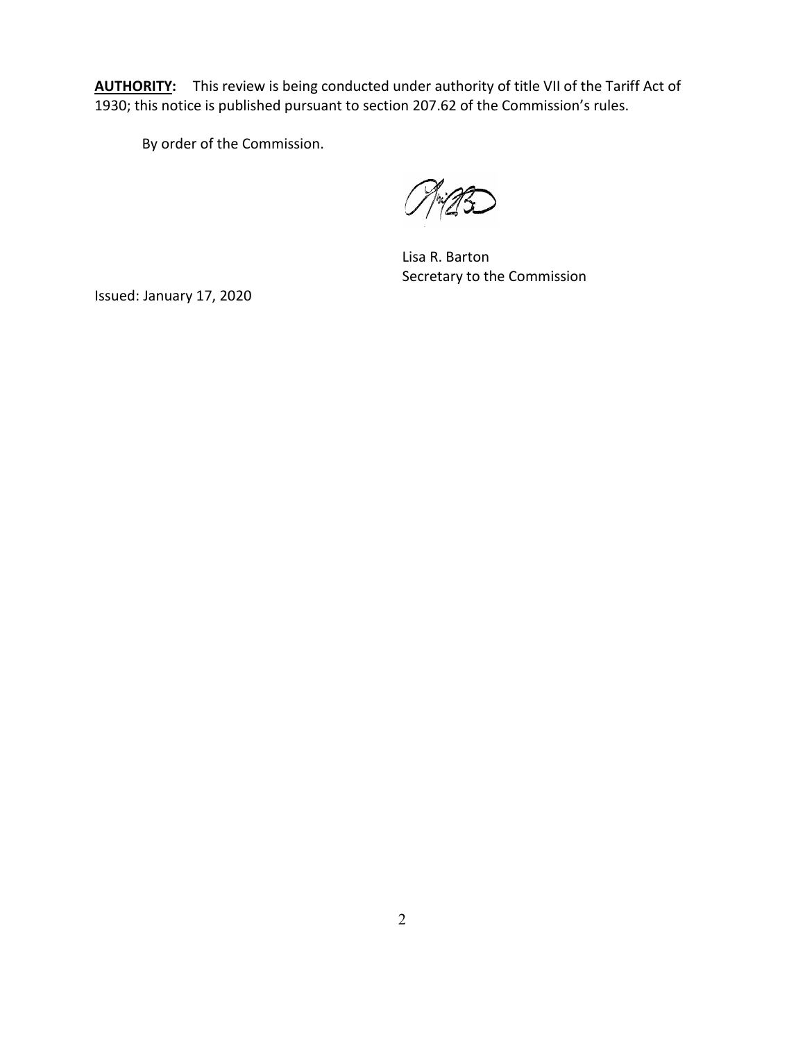**AUTHORITY:** This review is being conducted under authority of title VII of the Tariff Act of 1930; this notice is published pursuant to section 207.62 of the Commission's rules.

By order of the Commission.

Lisa R. Barton
Secretary to the Commission

Issued: January 17, 2020